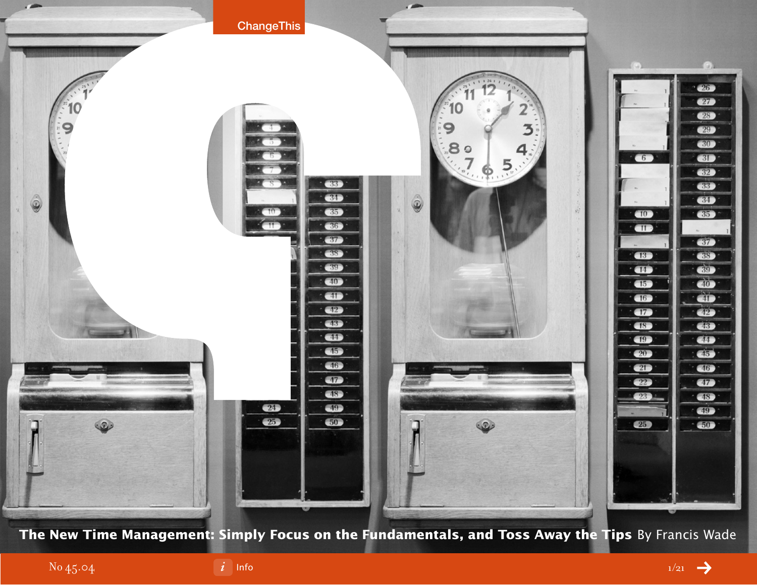ChangeThis

# The New Time Management: Simply Focus on the Fundamentals, and Toss Away the Tips

By Francis Wade

No 45.04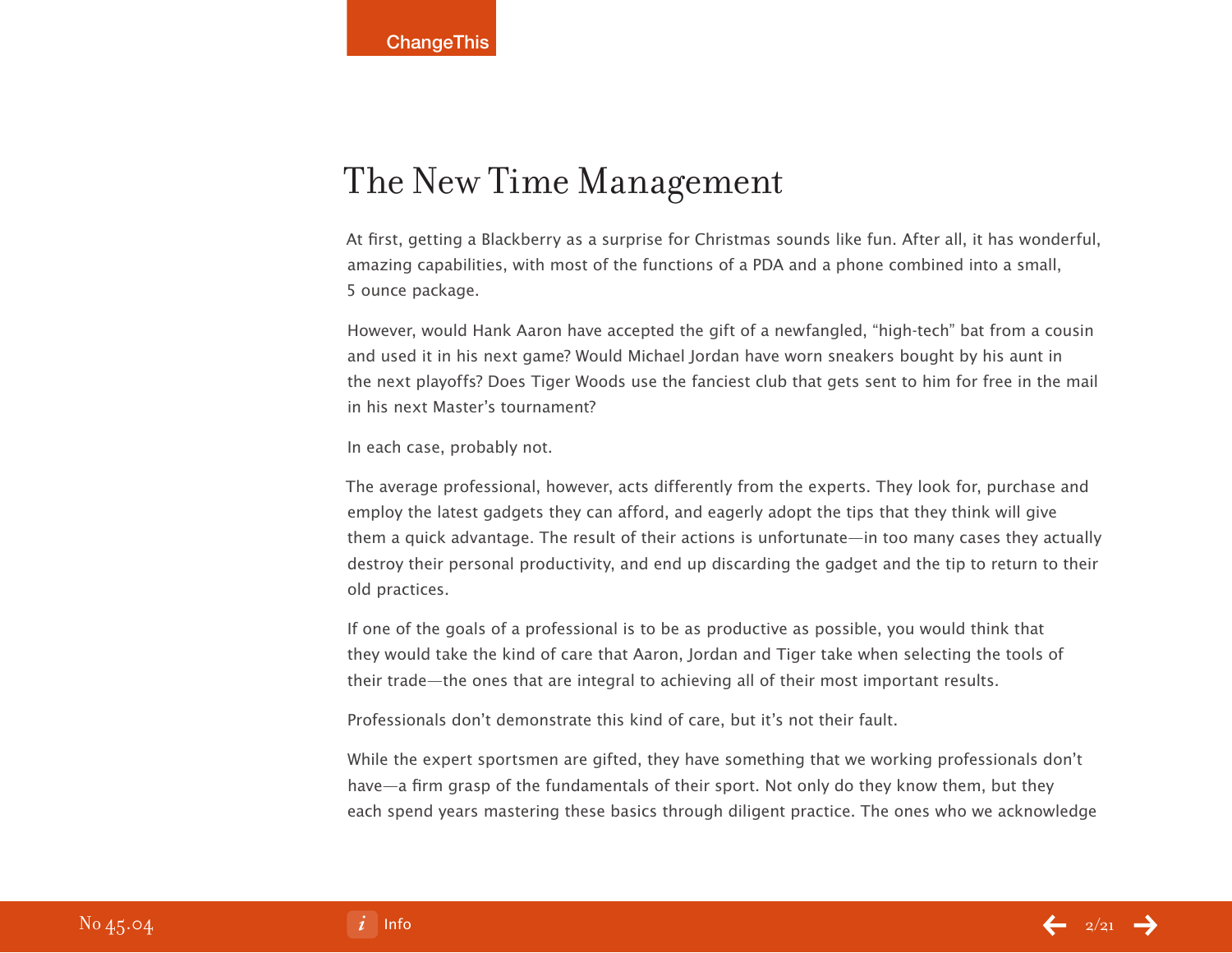# The New Time Management

At first, getting a Blackberry as a surprise for Christmas sounds like fun. After all, it has wonderful, amazing capabilities, with most of the functions of a PDA and a phone combined into a small, 5 ounce package.

However, would Hank Aaron have accepted the gift of a newfangled, "high-tech" bat from a cousin and used it in his next game? Would Michael Jordan have worn sneakers bought by his aunt in the next playoffs? Does Tiger Woods use the fanciest club that gets sent to him for free in the mail in his next Master's tournament?

In each case, probably not.

The average professional, however, acts differently from the experts. They look for, purchase and employ the latest gadgets they can afford, and eagerly adopt the tips that they think will give them a quick advantage. The result of their actions is unfortunate—in too many cases they actually destroy their personal productivity, and end up discarding the gadget and the tip to return to their old practices.

If one of the goals of a professional is to be as productive as possible, you would think that they would take the kind of care that Aaron, Jordan and Tiger take when selecting the tools of their trade—the ones that are integral to achieving all of their most important results.

Professionals don't demonstrate this kind of care, but it's not their fault.

While the expert sportsmen are gifted, they have something that we working professionals don't have—a firm grasp of the fundamentals of their sport. Not only do they know them, but they each spend years mastering these basics through diligent practice. The ones who we acknowledge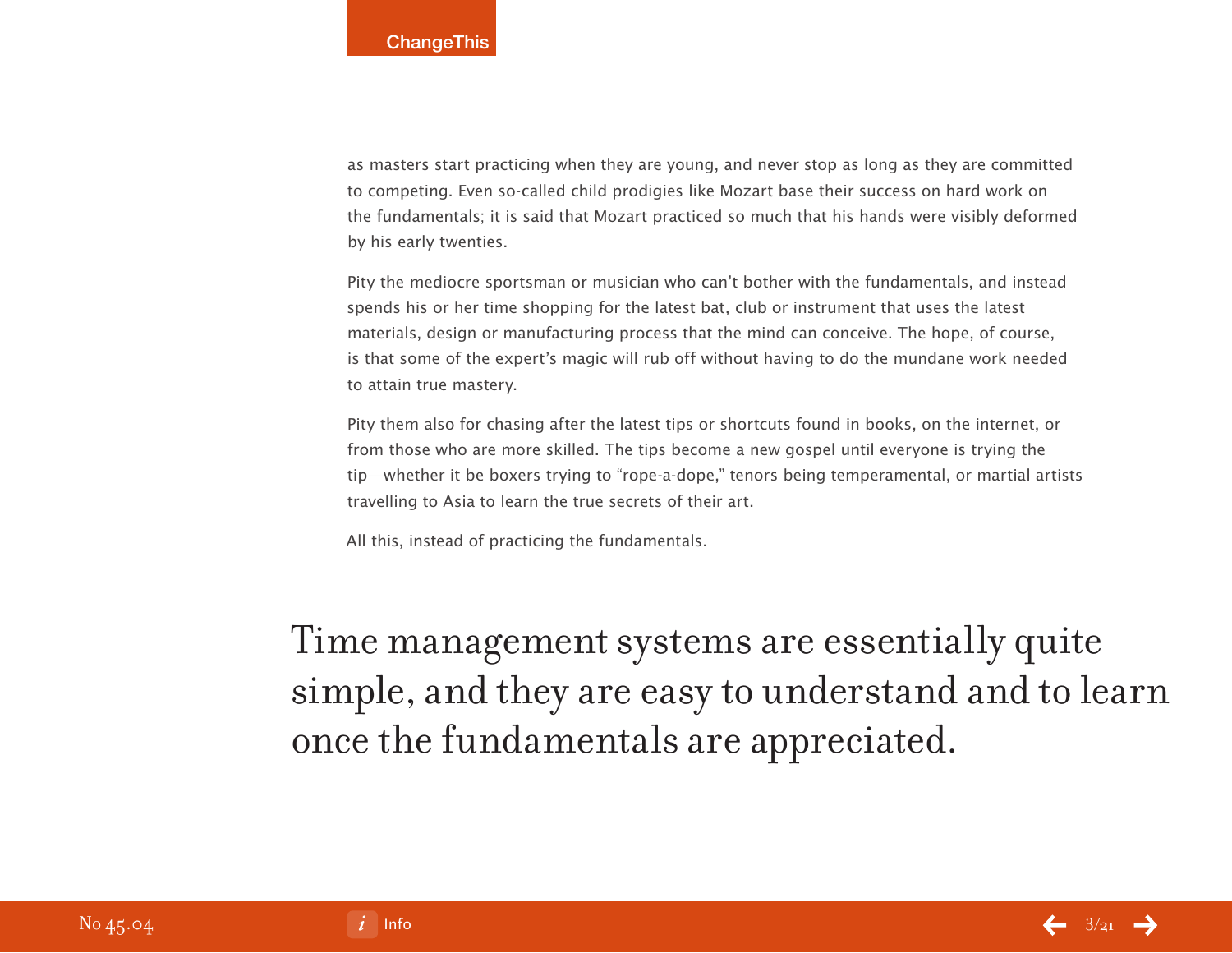as masters start practicing when they are young, and never stop as long as they are committed to competing. Even so-called child prodigies like Mozart base their success on hard work on the fundamentals; it is said that Mozart practiced so much that his hands were visibly deformed by his early twenties.

Pity the mediocre sportsman or musician who can't bother with the fundamentals, and instead spends his or her time shopping for the latest bat, club or instrument that uses the latest materials, design or manufacturing process that the mind can conceive. The hope, of course, is that some of the expert's magic will rub off without having to do the mundane work needed to attain true mastery.

Pity them also for chasing after the latest tips or shortcuts found in books, on the internet, or from those who are more skilled. The tips become a new gospel until everyone is trying the tip—whether it be boxers trying to "rope-a-dope," tenors being temperamental, or martial artists travelling to Asia to learn the true secrets of their art.

All this, instead of practicing the fundamentals.

> Time management systems are essentially quite simple, and they are easy to understand and to learn once the fundamentals are appreciated.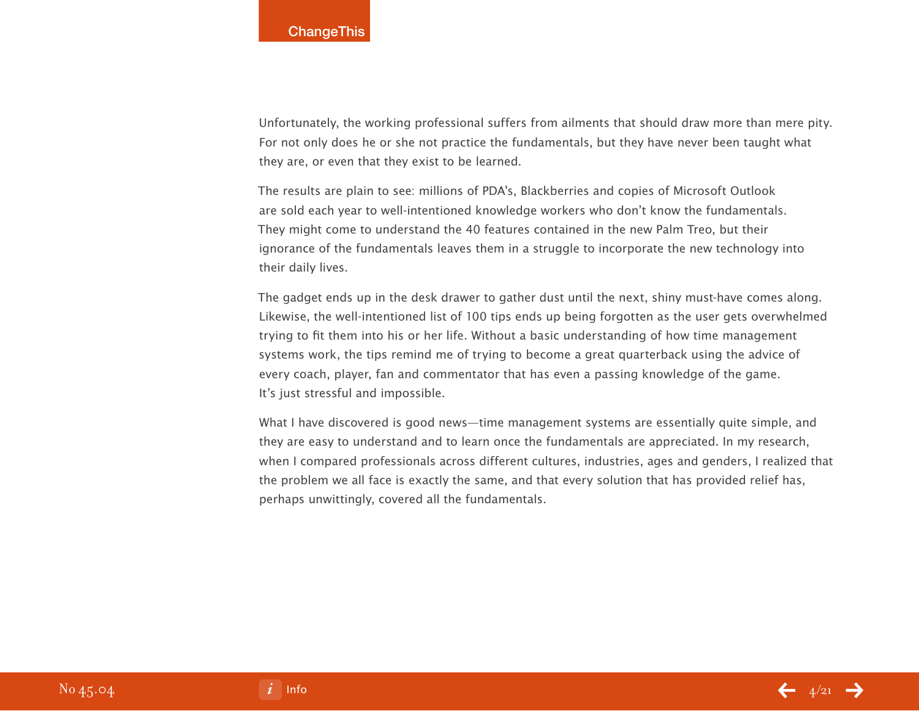Unfortunately, the working professional suffers from ailments that should draw more than mere pity. For not only does he or she not practice the fundamentals, but they have never been taught what they are, or even that they exist to be learned.

The results are plain to see: millions of PDA's, Blackberries and copies of Microsoft Outlook are sold each year to well-intentioned knowledge workers who don't know the fundamentals. They might come to understand the 40 features contained in the new Palm Treo, but their ignorance of the fundamentals leaves them in a struggle to incorporate the new technology into their daily lives.

The gadget ends up in the desk drawer to gather dust until the next, shiny must-have comes along. Likewise, the well-intentioned list of 100 tips ends up being forgotten as the user gets overwhelmed trying to fit them into his or her life. Without a basic understanding of how time management systems work, the tips remind me of trying to become a great quarterback using the advice of every coach, player, fan and commentator that has even a passing knowledge of the game. It's just stressful and impossible.

What I have discovered is good news—time management systems are essentially quite simple, and they are easy to understand and to learn once the fundamentals are appreciated. In my research, when I compared professionals across different cultures, industries, ages and genders, I realized that the problem we all face is exactly the same, and that every solution that has provided relief has, perhaps unwittingly, covered all the fundamentals.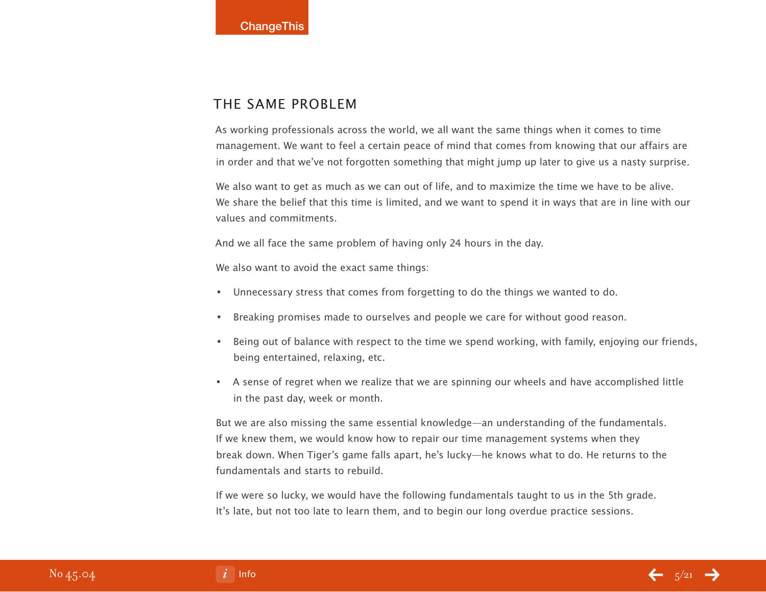## THE SAME PROBLEM

As working professionals across the world, we all want the same things when it comes to time management. We want to feel a certain peace of mind that comes from knowing that our affairs are in order and that we've not forgotten something that might jump up later to give us a nasty surprise.

We also want to get as much as we can out of life, and to maximize the time we have to be alive. We share the belief that this time is limited, and we want to spend it in ways that are in line with our values and commitments.

And we all face the same problem of having only 24 hours in the day.

We also want to avoid the exact same things:

- Unnecessary stress that comes from forgetting to do the things we wanted to do.
- Breaking promises made to ourselves and people we care for without good reason.
- Being out of balance with respect to the time we spend working, with family, enjoying our friends, being entertained, relaxing, etc.
- A sense of regret when we realize that we are spinning our wheels and have accomplished little in the past day, week or month.

But we are also missing the same essential knowledge—an understanding of the fundamentals. If we knew them, we would know how to repair our time management systems when they break down. When Tiger's game falls apart, he's lucky—he knows what to do. He returns to the fundamentals and starts to rebuild.

If we were so lucky, we would have the following fundamentals taught to us in the 5th grade. It's late, but not too late to learn them, and to begin our long overdue practice sessions.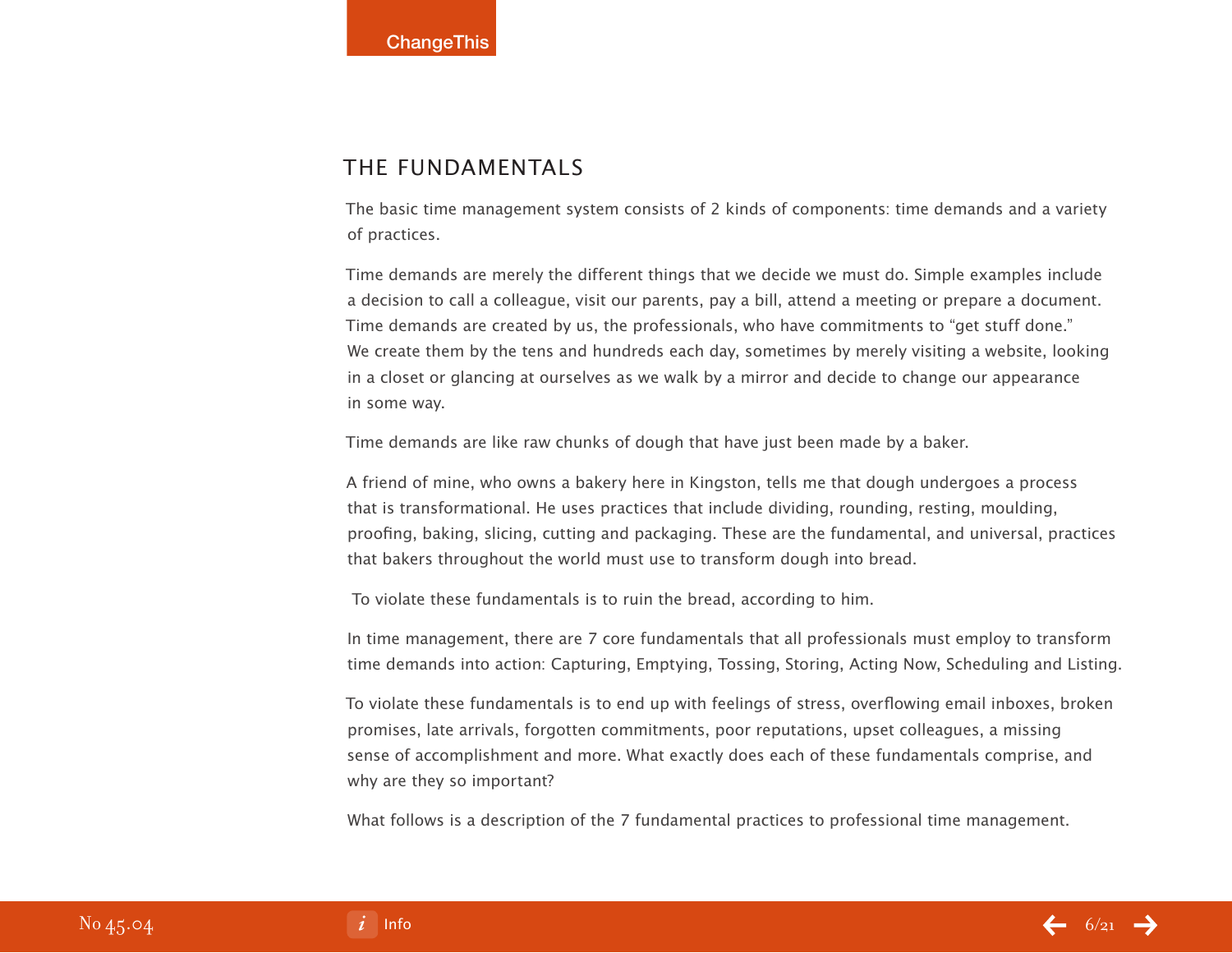## THE FUNDAMENTALS

The basic time management system consists of 2 kinds of components: time demands and a variety of practices.

Time demands are merely the different things that we decide we must do. Simple examples include a decision to call a colleague, visit our parents, pay a bill, attend a meeting or prepare a document. Time demands are created by us, the professionals, who have commitments to "get stuff done." We create them by the tens and hundreds each day, sometimes by merely visiting a website, looking in a closet or glancing at ourselves as we walk by a mirror and decide to change our appearance in some way.

Time demands are like raw chunks of dough that have just been made by a baker.

A friend of mine, who owns a bakery here in Kingston, tells me that dough undergoes a process that is transformational. He uses practices that include dividing, rounding, resting, moulding, proofing, baking, slicing, cutting and packaging. These are the fundamental, and universal, practices that bakers throughout the world must use to transform dough into bread.

To violate these fundamentals is to ruin the bread, according to him.

In time management, there are 7 core fundamentals that all professionals must employ to transform time demands into action: Capturing, Emptying, Tossing, Storing, Acting Now, Scheduling and Listing.

To violate these fundamentals is to end up with feelings of stress, overflowing email inboxes, broken promises, late arrivals, forgotten commitments, poor reputations, upset colleagues, a missing sense of accomplishment and more. What exactly does each of these fundamentals comprise, and why are they so important?

What follows is a description of the 7 fundamental practices to professional time management.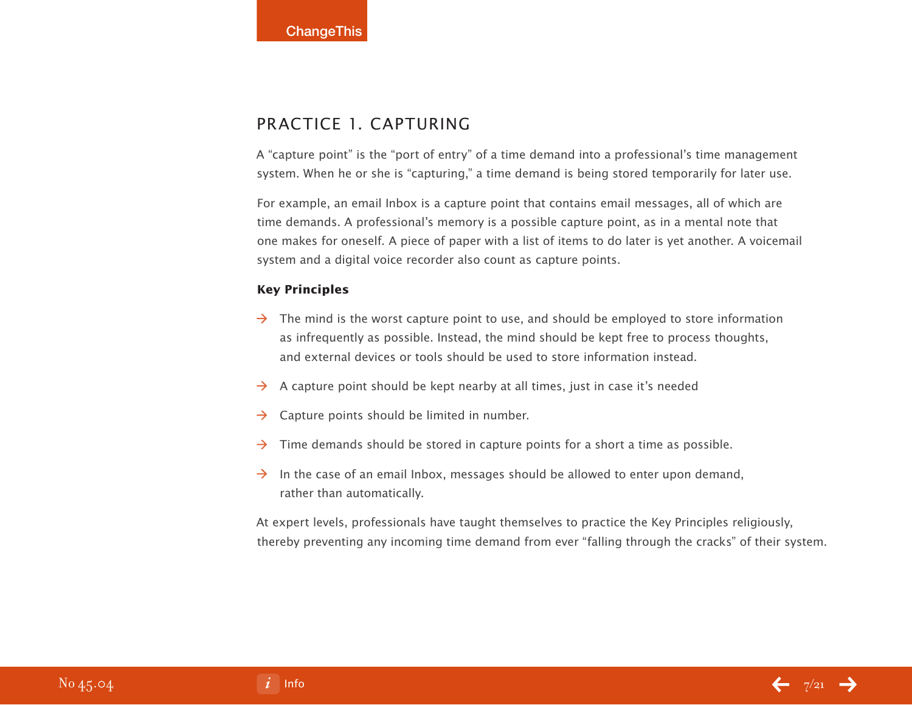## PRACTICE 1. CAPTURING

A "capture point" is the "port of entry" of a time demand into a professional's time management system. When he or she is "capturing," a time demand is being stored temporarily for later use.

For example, an email Inbox is a capture point that contains email messages, all of which are time demands. A professional's memory is a possible capture point, as in a mental note that one makes for oneself. A piece of paper with a list of items to do later is yet another. A voicemail system and a digital voice recorder also count as capture points.

**Key Principles**

- The mind is the worst capture point to use, and should be employed to store information as infrequently as possible. Instead, the mind should be kept free to process thoughts, and external devices or tools should be used to store information instead.
- A capture point should be kept nearby at all times, just in case it's needed
- Capture points should be limited in number.
- Time demands should be stored in capture points for a short a time as possible.
- In the case of an email Inbox, messages should be allowed to enter upon demand, rather than automatically.

At expert levels, professionals have taught themselves to practice the Key Principles religiously, thereby preventing any incoming time demand from ever "falling through the cracks" of their system.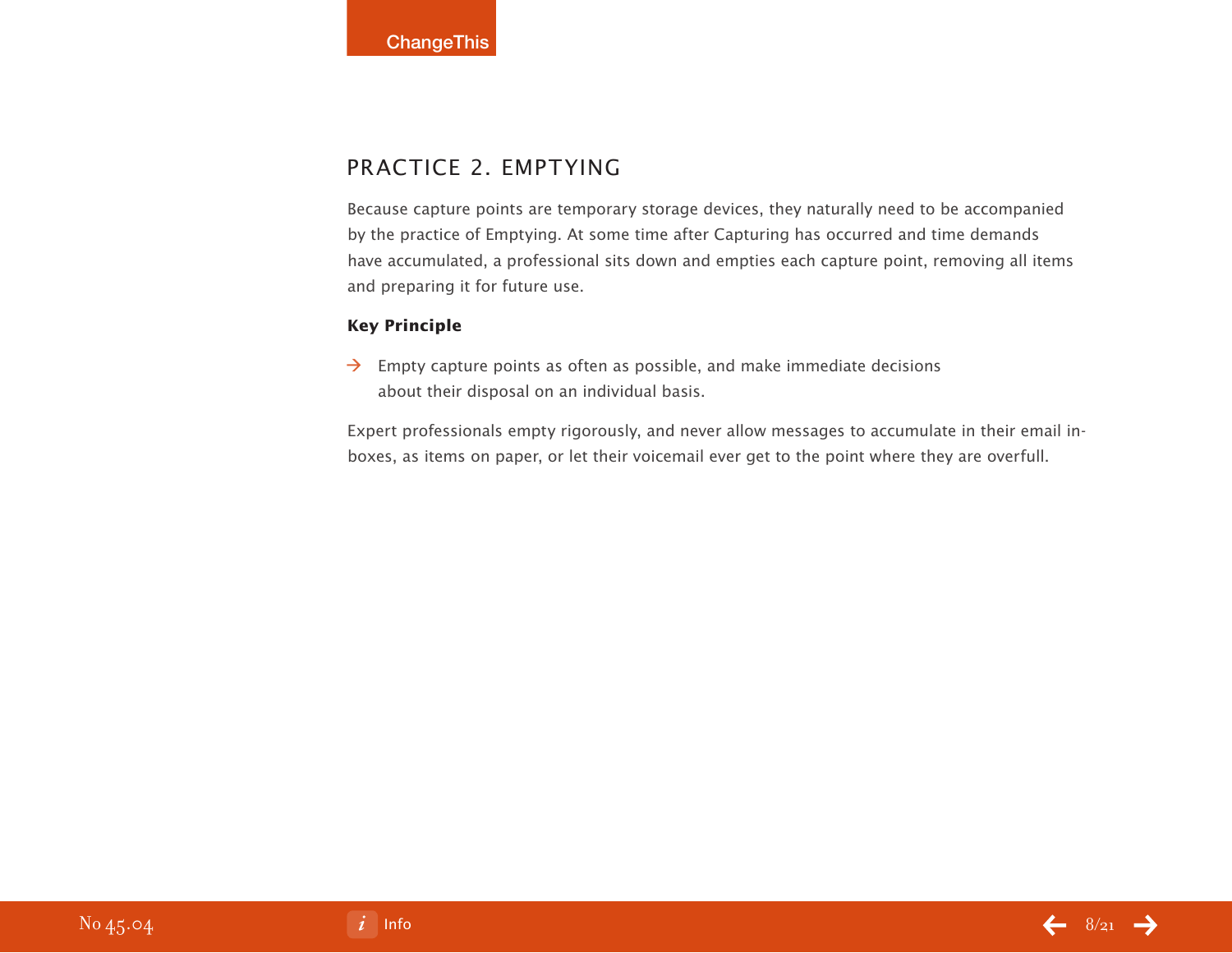## PRACTICE 2. EMPTYING

Because capture points are temporary storage devices, they naturally need to be accompanied by the practice of Emptying. At some time after Capturing has occurred and time demands have accumulated, a professional sits down and empties each capture point, removing all items and preparing it for future use.

**Key Principle**

→ Empty capture points as often as possible, and make immediate decisions about their disposal on an individual basis.

Expert professionals empty rigorously, and never allow messages to accumulate in their email inboxes, as items on paper, or let their voicemail ever get to the point where they are overfull.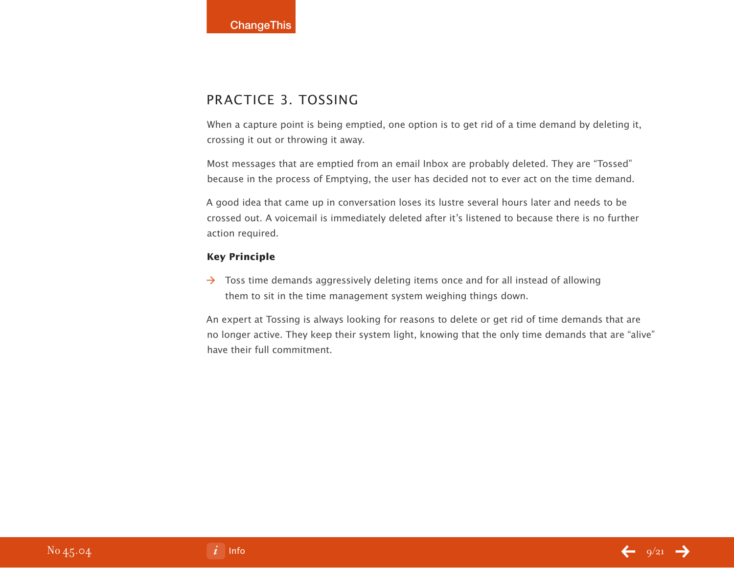## PRACTICE 3. TOSSING

When a capture point is being emptied, one option is to get rid of a time demand by deleting it, crossing it out or throwing it away.

Most messages that are emptied from an email Inbox are probably deleted. They are "Tossed" because in the process of Emptying, the user has decided not to ever act on the time demand.

A good idea that came up in conversation loses its lustre several hours later and needs to be crossed out. A voicemail is immediately deleted after it's listened to because there is no further action required.

**Key Principle**

- Toss time demands aggressively deleting items once and for all instead of allowing them to sit in the time management system weighing things down.

An expert at Tossing is always looking for reasons to delete or get rid of time demands that are no longer active. They keep their system light, knowing that the only time demands that are "alive" have their full commitment.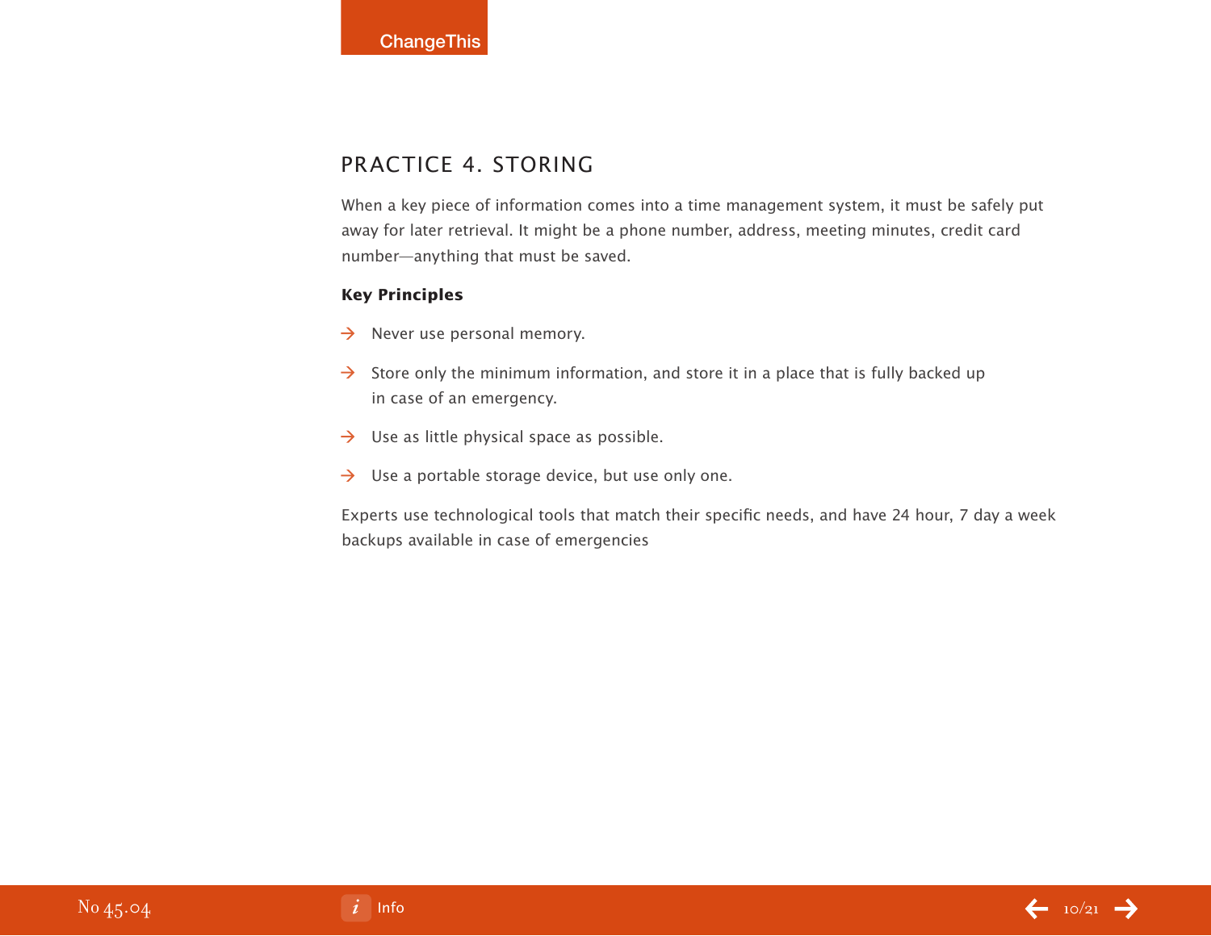## PRACTICE 4. STORING

When a key piece of information comes into a time management system, it must be safely put away for later retrieval. It might be a phone number, address, meeting minutes, credit card number—anything that must be saved.

**Key Principles**

- Never use personal memory.
- Store only the minimum information, and store it in a place that is fully backed up in case of an emergency.
- Use as little physical space as possible.
- Use a portable storage device, but use only one.

Experts use technological tools that match their specific needs, and have 24 hour, 7 day a week backups available in case of emergencies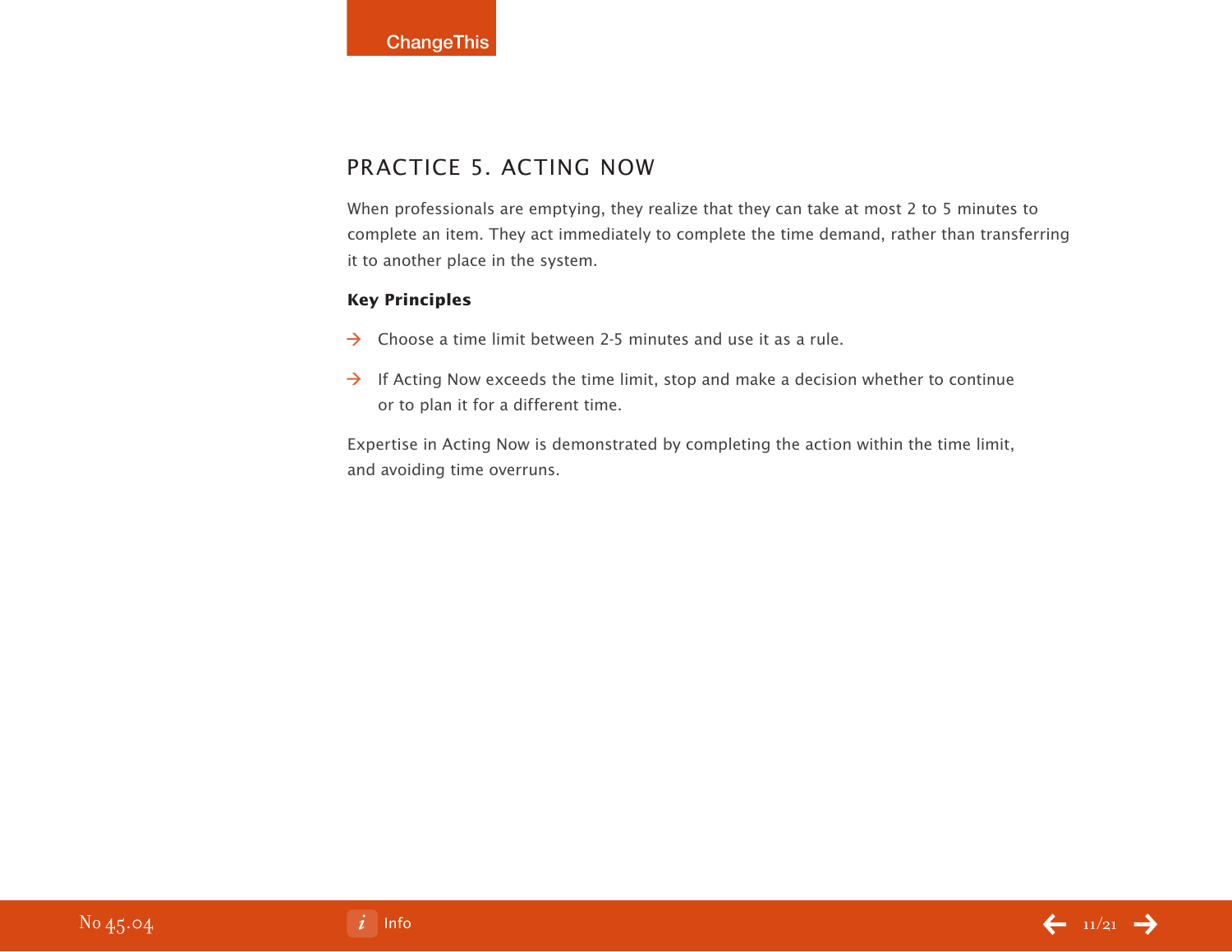## PRACTICE 5. ACTING NOW

When professionals are emptying, they realize that they can take at most 2 to 5 minutes to complete an item. They act immediately to complete the time demand, rather than transferring it to another place in the system.

**Key Principles**

- Choose a time limit between 2-5 minutes and use it as a rule.
- If Acting Now exceeds the time limit, stop and make a decision whether to continue or to plan it for a different time.

Expertise in Acting Now is demonstrated by completing the action within the time limit, and avoiding time overruns.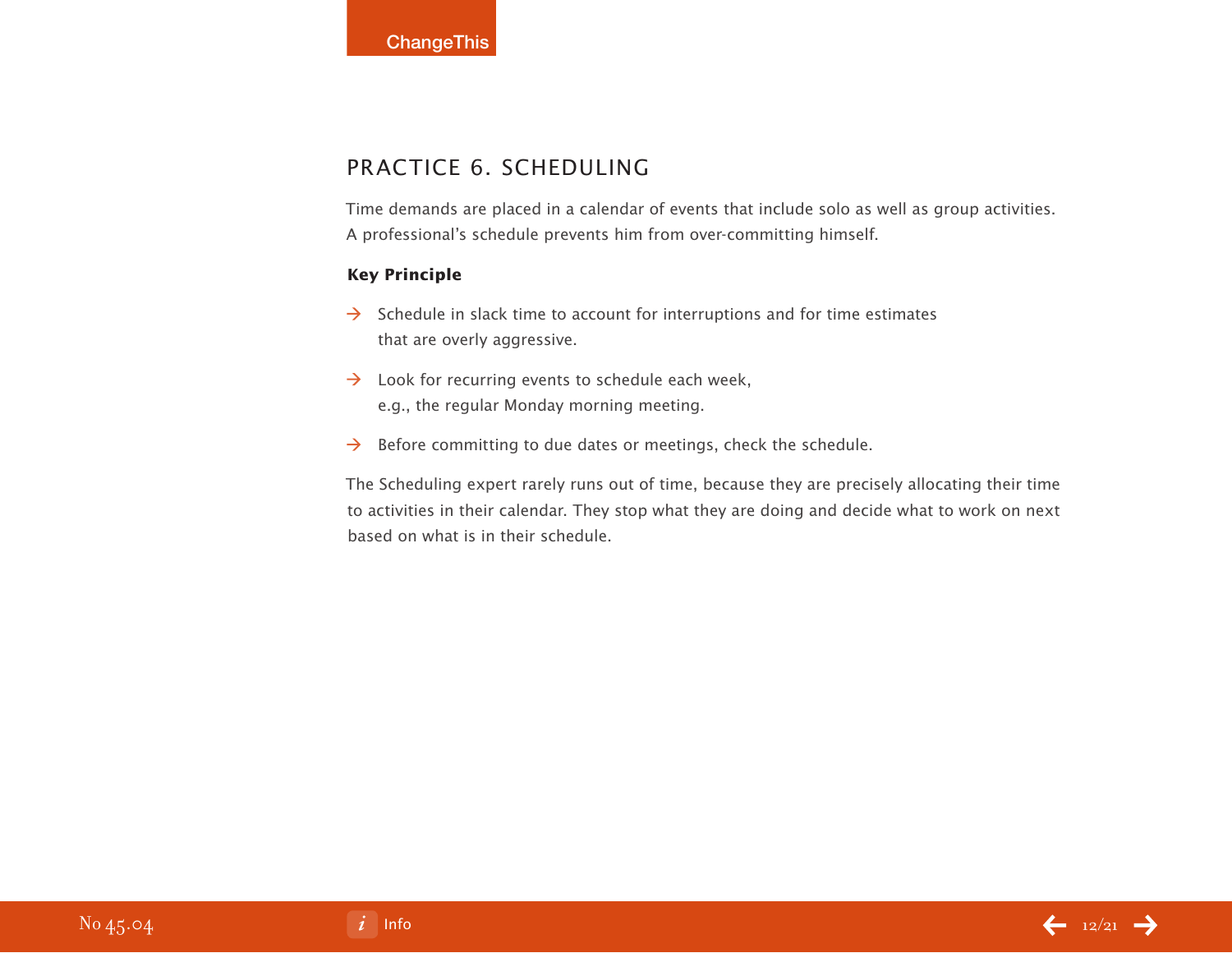## PRACTICE 6. SCHEDULING

Time demands are placed in a calendar of events that include solo as well as group activities. A professional's schedule prevents him from over-committing himself.

**Key Principle**

- Schedule in slack time to account for interruptions and for time estimates that are overly aggressive.
- Look for recurring events to schedule each week, e.g., the regular Monday morning meeting.
- Before committing to due dates or meetings, check the schedule.

The Scheduling expert rarely runs out of time, because they are precisely allocating their time to activities in their calendar. They stop what they are doing and decide what to work on next based on what is in their schedule.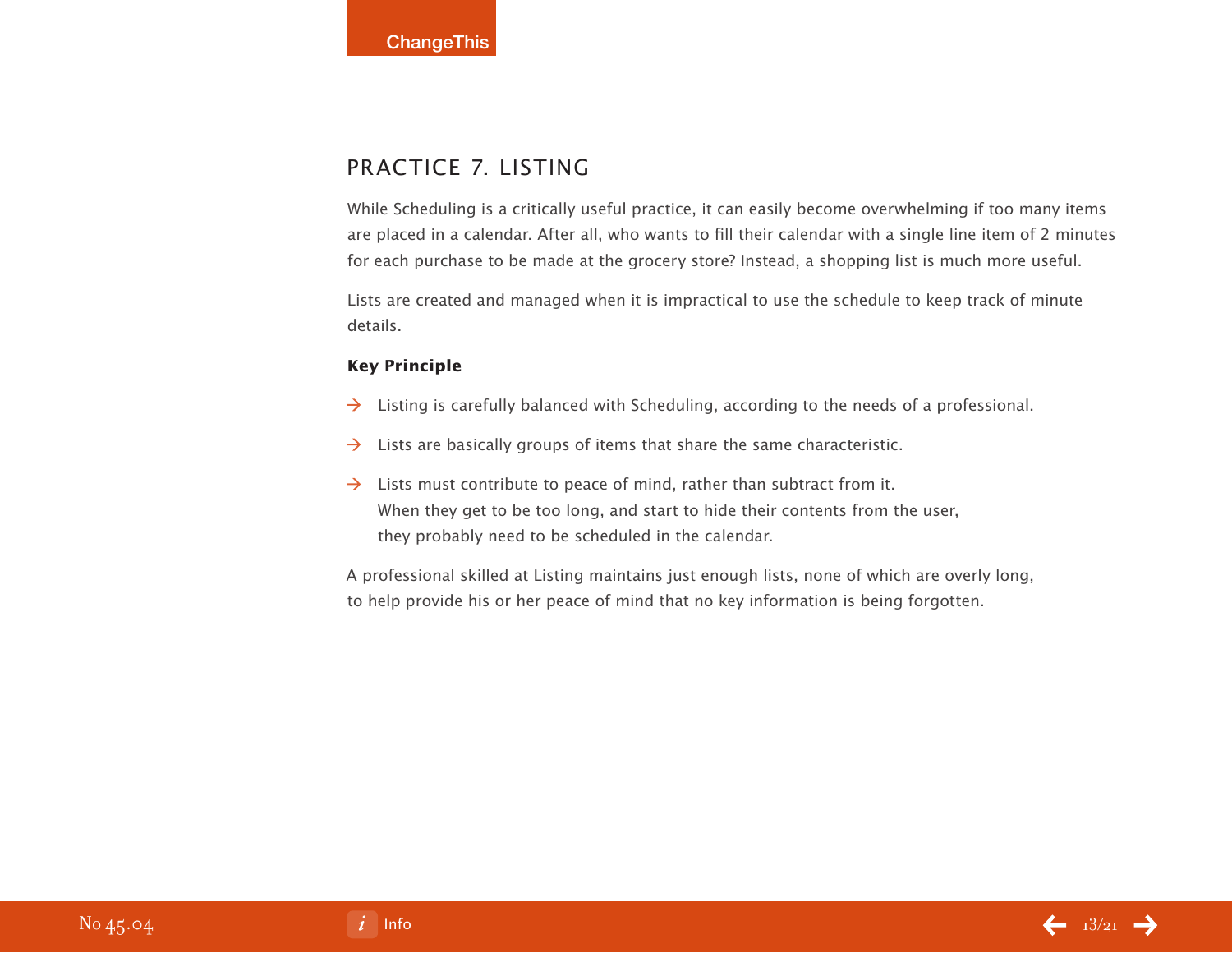## PRACTICE 7. LISTING

While Scheduling is a critically useful practice, it can easily become overwhelming if too many items are placed in a calendar. After all, who wants to fill their calendar with a single line item of 2 minutes for each purchase to be made at the grocery store? Instead, a shopping list is much more useful.

Lists are created and managed when it is impractical to use the schedule to keep track of minute details.

**Key Principle**

- Listing is carefully balanced with Scheduling, according to the needs of a professional.
- Lists are basically groups of items that share the same characteristic.
- Lists must contribute to peace of mind, rather than subtract from it.
  When they get to be too long, and start to hide their contents from the user, they probably need to be scheduled in the calendar.

A professional skilled at Listing maintains just enough lists, none of which are overly long, to help provide his or her peace of mind that no key information is being forgotten.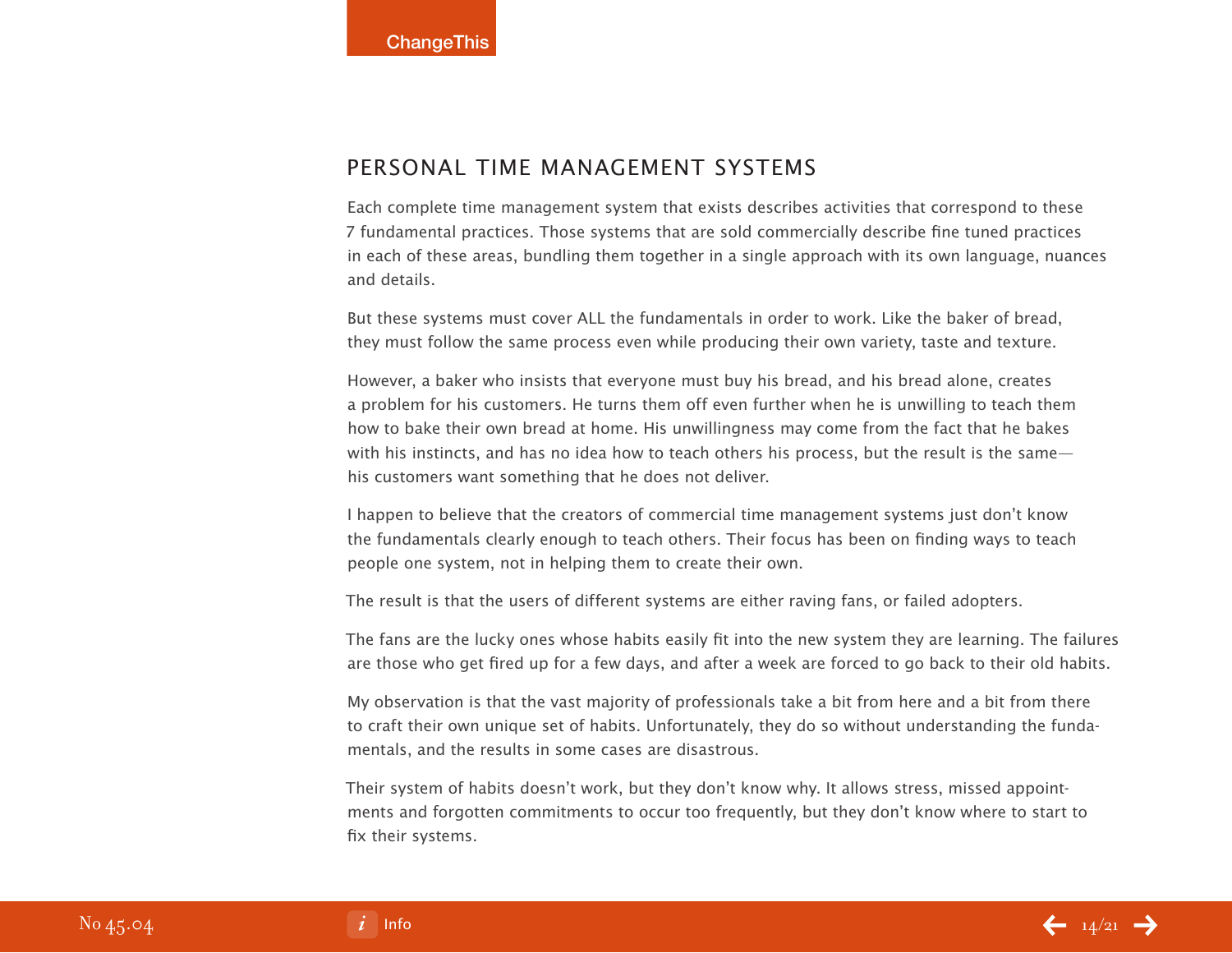## PERSONAL TIME MANAGEMENT SYSTEMS

Each complete time management system that exists describes activities that correspond to these 7 fundamental practices. Those systems that are sold commercially describe fine tuned practices in each of these areas, bundling them together in a single approach with its own language, nuances and details.

But these systems must cover ALL the fundamentals in order to work. Like the baker of bread, they must follow the same process even while producing their own variety, taste and texture.

However, a baker who insists that everyone must buy his bread, and his bread alone, creates a problem for his customers. He turns them off even further when he is unwilling to teach them how to bake their own bread at home. His unwillingness may come from the fact that he bakes with his instincts, and has no idea how to teach others his process, but the result is the same—his customers want something that he does not deliver.

I happen to believe that the creators of commercial time management systems just don't know the fundamentals clearly enough to teach others. Their focus has been on finding ways to teach people one system, not in helping them to create their own.

The result is that the users of different systems are either raving fans, or failed adopters.

The fans are the lucky ones whose habits easily fit into the new system they are learning. The failures are those who get fired up for a few days, and after a week are forced to go back to their old habits.

My observation is that the vast majority of professionals take a bit from here and a bit from there to craft their own unique set of habits. Unfortunately, they do so without understanding the fundamentals, and the results in some cases are disastrous.

Their system of habits doesn't work, but they don't know why. It allows stress, missed appointments and forgotten commitments to occur too frequently, but they don't know where to start to fix their systems.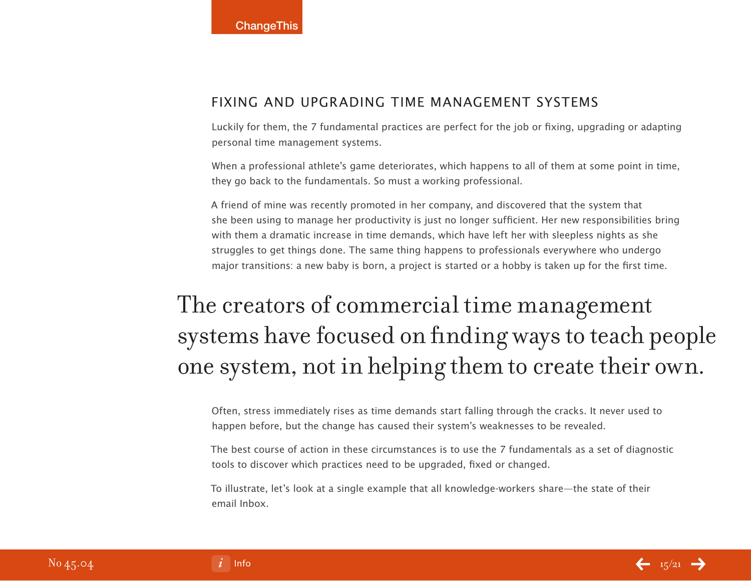## FIXING AND UPGRADING TIME MANAGEMENT SYSTEMS

Luckily for them, the 7 fundamental practices are perfect for the job or fixing, upgrading or adapting personal time management systems.

When a professional athlete's game deteriorates, which happens to all of them at some point in time, they go back to the fundamentals. So must a working professional.

A friend of mine was recently promoted in her company, and discovered that the system that she been using to manage her productivity is just no longer sufficient. Her new responsibilities bring with them a dramatic increase in time demands, which have left her with sleepless nights as she struggles to get things done. The same thing happens to professionals everywhere who undergo major transitions: a new baby is born, a project is started or a hobby is taken up for the first time.

> The creators of commercial time management systems have focused on finding ways to teach people one system, not in helping them to create their own.

Often, stress immediately rises as time demands start falling through the cracks. It never used to happen before, but the change has caused their system's weaknesses to be revealed.

The best course of action in these circumstances is to use the 7 fundamentals as a set of diagnostic tools to discover which practices need to be upgraded, fixed or changed.

To illustrate, let's look at a single example that all knowledge-workers share—the state of their email Inbox.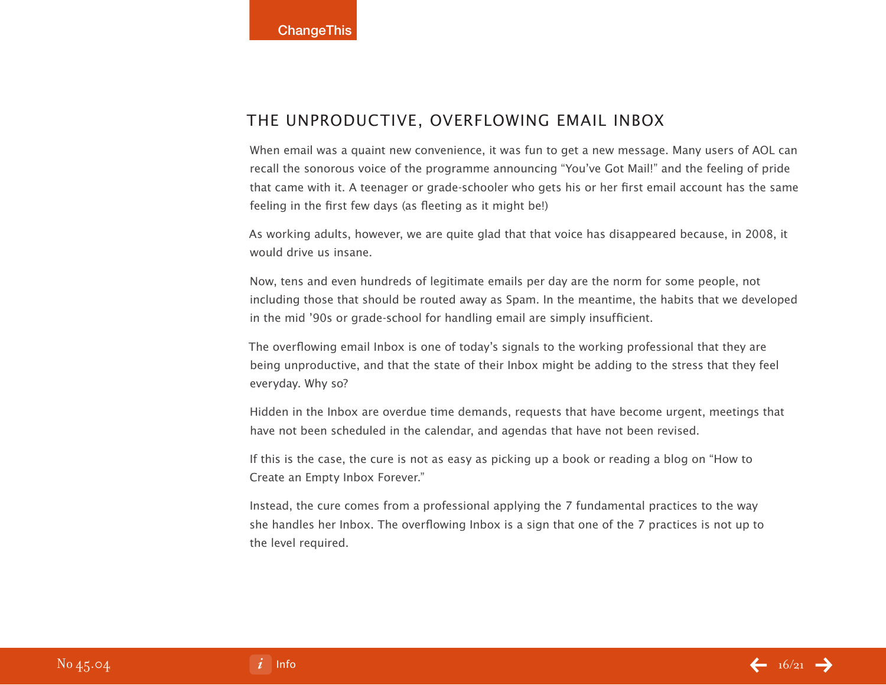## THE UNPRODUCTIVE, OVERFLOWING EMAIL INBOX

When email was a quaint new convenience, it was fun to get a new message. Many users of AOL can recall the sonorous voice of the programme announcing "You've Got Mail!" and the feeling of pride that came with it. A teenager or grade-schooler who gets his or her first email account has the same feeling in the first few days (as fleeting as it might be!)

As working adults, however, we are quite glad that that voice has disappeared because, in 2008, it would drive us insane.

Now, tens and even hundreds of legitimate emails per day are the norm for some people, not including those that should be routed away as Spam. In the meantime, the habits that we developed in the mid '90s or grade-school for handling email are simply insufficient.

The overflowing email Inbox is one of today's signals to the working professional that they are being unproductive, and that the state of their Inbox might be adding to the stress that they feel everyday. Why so?

Hidden in the Inbox are overdue time demands, requests that have become urgent, meetings that have not been scheduled in the calendar, and agendas that have not been revised.

If this is the case, the cure is not as easy as picking up a book or reading a blog on "How to Create an Empty Inbox Forever."

Instead, the cure comes from a professional applying the 7 fundamental practices to the way she handles her Inbox. The overflowing Inbox is a sign that one of the 7 practices is not up to the level required.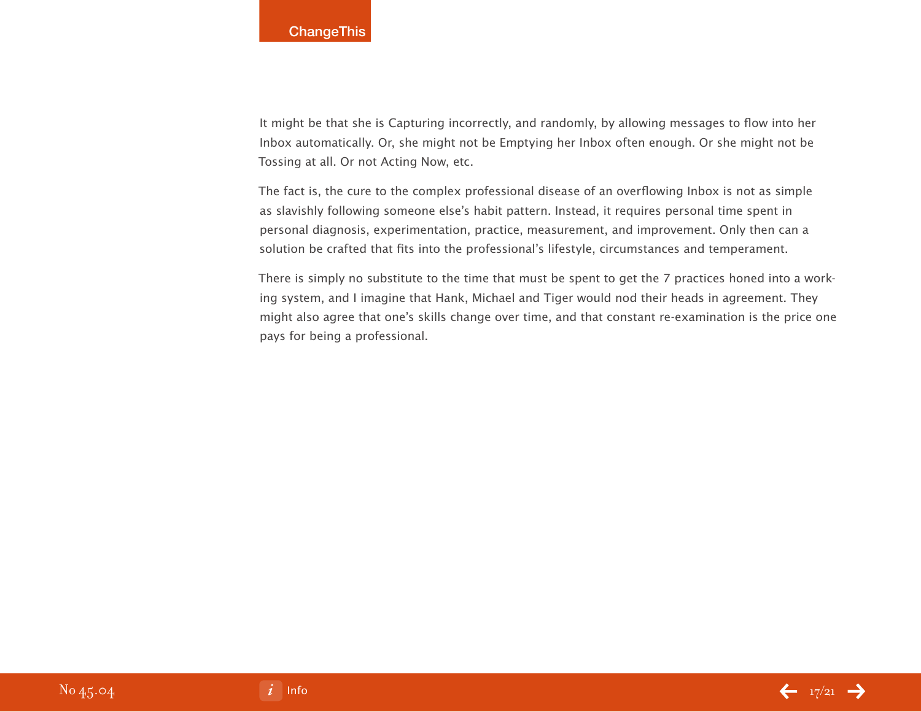It might be that she is Capturing incorrectly, and randomly, by allowing messages to flow into her Inbox automatically. Or, she might not be Emptying her Inbox often enough. Or she might not be Tossing at all. Or not Acting Now, etc.

The fact is, the cure to the complex professional disease of an overflowing Inbox is not as simple as slavishly following someone else's habit pattern. Instead, it requires personal time spent in personal diagnosis, experimentation, practice, measurement, and improvement. Only then can a solution be crafted that fits into the professional's lifestyle, circumstances and temperament.

There is simply no substitute to the time that must be spent to get the 7 practices honed into a working system, and I imagine that Hank, Michael and Tiger would nod their heads in agreement. They might also agree that one's skills change over time, and that constant re-examination is the price one pays for being a professional.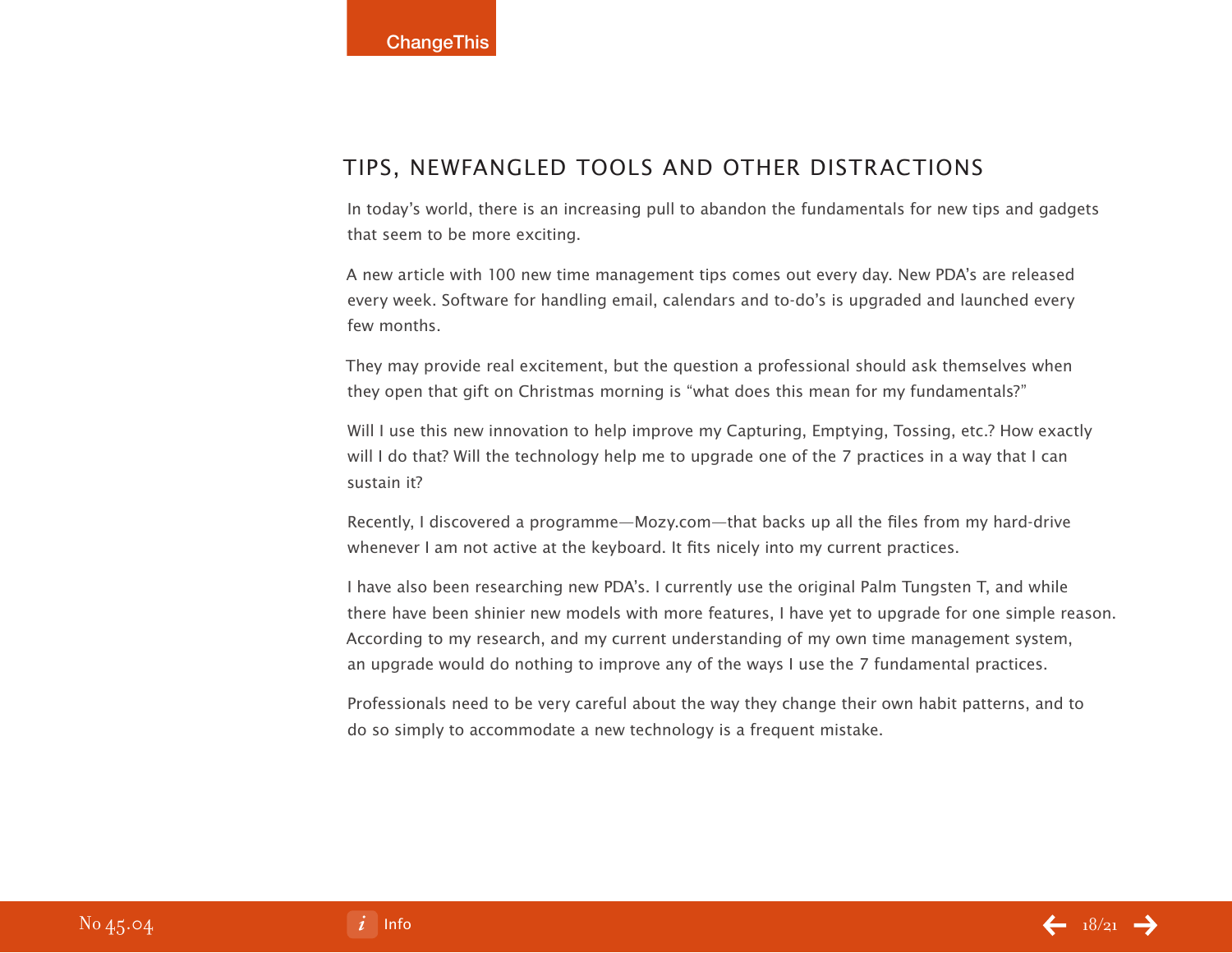## TIPS, NEWFANGLED TOOLS AND OTHER DISTRACTIONS

In today's world, there is an increasing pull to abandon the fundamentals for new tips and gadgets that seem to be more exciting.

A new article with 100 new time management tips comes out every day. New PDA's are released every week. Software for handling email, calendars and to-do's is upgraded and launched every few months.

They may provide real excitement, but the question a professional should ask themselves when they open that gift on Christmas morning is "what does this mean for my fundamentals?"

Will I use this new innovation to help improve my Capturing, Emptying, Tossing, etc.? How exactly will I do that? Will the technology help me to upgrade one of the 7 practices in a way that I can sustain it?

Recently, I discovered a programme—Mozy.com—that backs up all the files from my hard-drive whenever I am not active at the keyboard. It fits nicely into my current practices.

I have also been researching new PDA's. I currently use the original Palm Tungsten T, and while there have been shinier new models with more features, I have yet to upgrade for one simple reason. According to my research, and my current understanding of my own time management system, an upgrade would do nothing to improve any of the ways I use the 7 fundamental practices.

Professionals need to be very careful about the way they change their own habit patterns, and to do so simply to accommodate a new technology is a frequent mistake.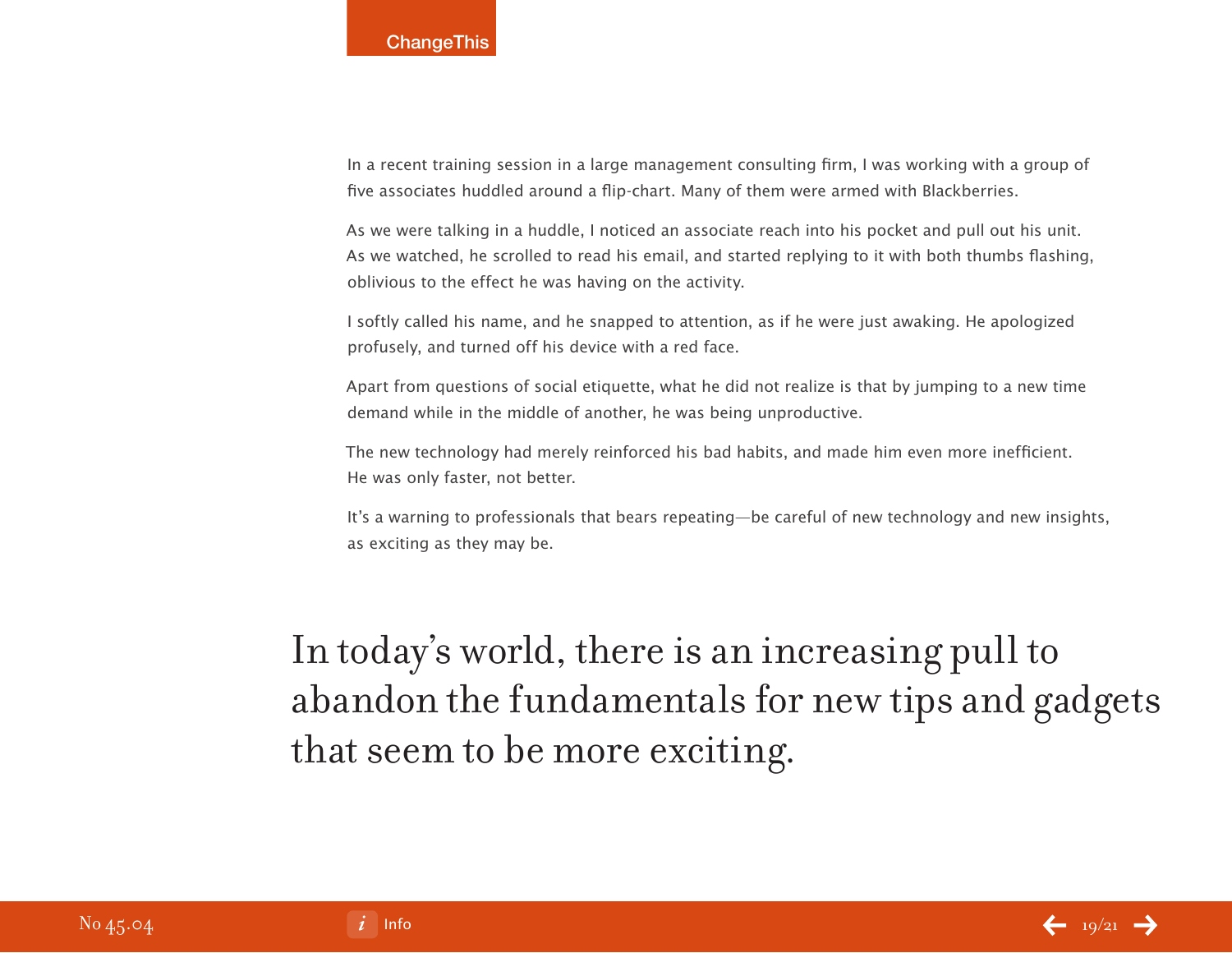In a recent training session in a large management consulting firm, I was working with a group of five associates huddled around a flip-chart. Many of them were armed with Blackberries.

As we were talking in a huddle, I noticed an associate reach into his pocket and pull out his unit. As we watched, he scrolled to read his email, and started replying to it with both thumbs flashing, oblivious to the effect he was having on the activity.

I softly called his name, and he snapped to attention, as if he were just awaking. He apologized profusely, and turned off his device with a red face.

Apart from questions of social etiquette, what he did not realize is that by jumping to a new time demand while in the middle of another, he was being unproductive.

The new technology had merely reinforced his bad habits, and made him even more inefficient. He was only faster, not better.

It's a warning to professionals that bears repeating—be careful of new technology and new insights, as exciting as they may be.

> In today's world, there is an increasing pull to abandon the fundamentals for new tips and gadgets that seem to be more exciting.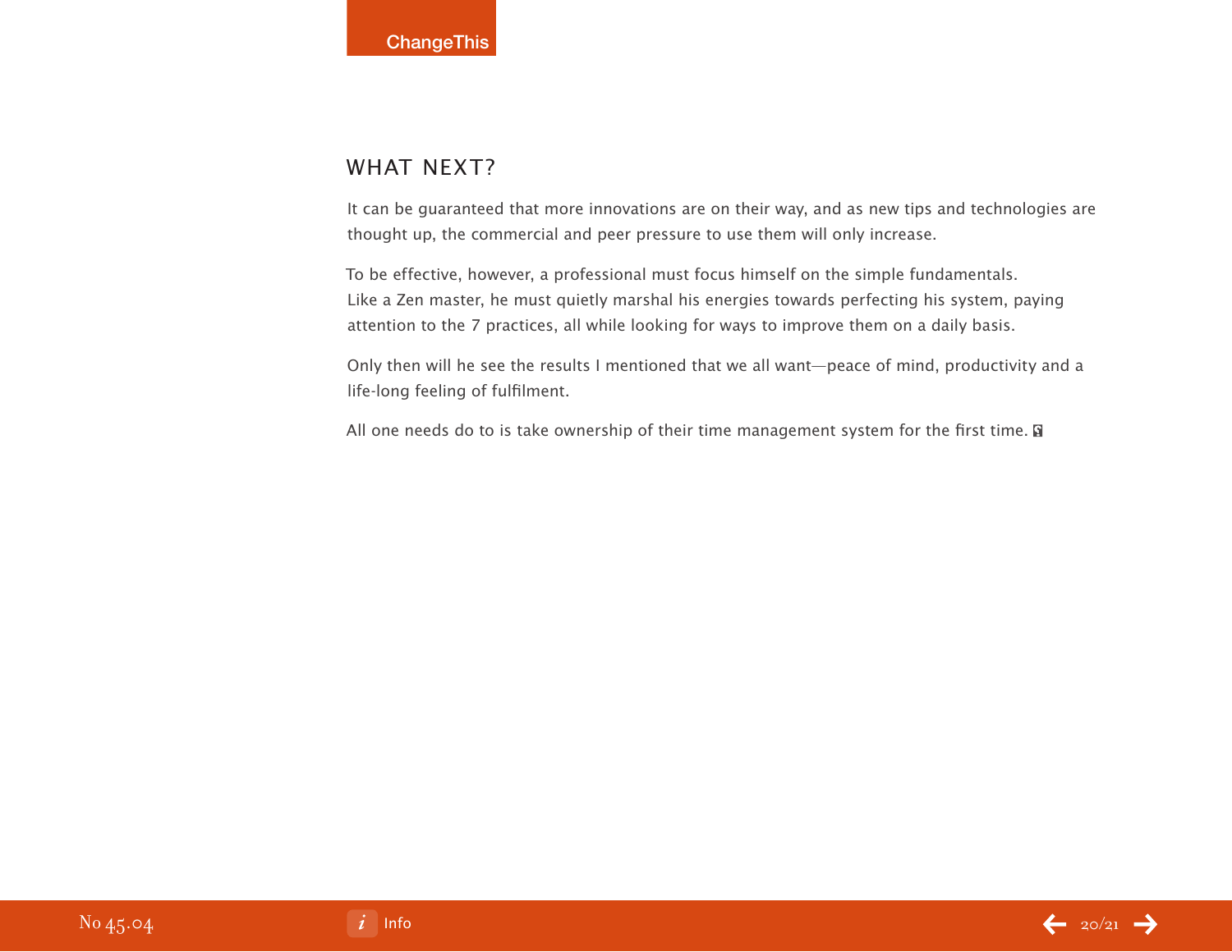## WHAT NEXT?

It can be guaranteed that more innovations are on their way, and as new tips and technologies are thought up, the commercial and peer pressure to use them will only increase.

To be effective, however, a professional must focus himself on the simple fundamentals. Like a Zen master, he must quietly marshal his energies towards perfecting his system, paying attention to the 7 practices, all while looking for ways to improve them on a daily basis.

Only then will he see the results I mentioned that we all want—peace of mind, productivity and a life-long feeling of fulfilment.

All one needs do to is take ownership of their time management system for the first time.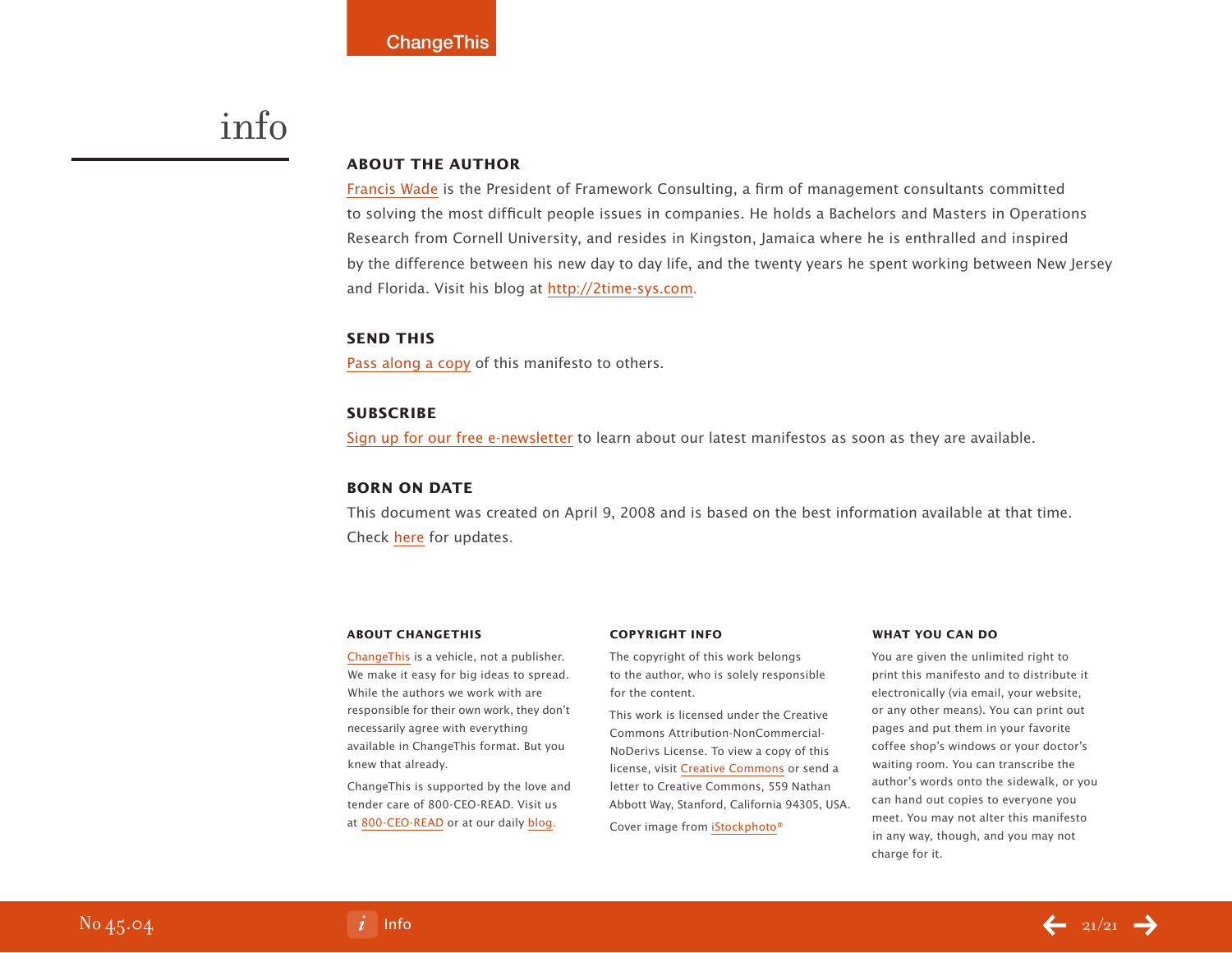# info

## ABOUT THE AUTHOR

Francis Wade is the President of Framework Consulting, a firm of management consultants committed to solving the most difficult people issues in companies. He holds a Bachelors and Masters in Operations Research from Cornell University, and resides in Kingston, Jamaica where he is enthralled and inspired by the difference between his new day to day life, and the twenty years he spent working between New Jersey and Florida. Visit his blog at http://2time-sys.com.

## SEND THIS

Pass along a copy of this manifesto to others.

## SUBSCRIBE

Sign up for our free e-newsletter to learn about our latest manifestos as soon as they are available.

## BORN ON DATE

This document was created on April 9, 2008 and is based on the best information available at that time. Check here for updates.

### ABOUT CHANGETHIS

ChangeThis is a vehicle, not a publisher. We make it easy for big ideas to spread. While the authors we work with are responsible for their own work, they don't necessarily agree with everything available in ChangeThis format. But you knew that already.

ChangeThis is supported by the love and tender care of 800-CEO-READ. Visit us at 800-CEO-READ or at our daily blog.

### COPYRIGHT INFO

The copyright of this work belongs to the author, who is solely responsible for the content.

This work is licensed under the Creative Commons Attribution-NonCommercial-NoDerivs License. To view a copy of this license, visit Creative Commons or send a letter to Creative Commons, 559 Nathan Abbott Way, Stanford, California 94305, USA.

Cover image from iStockphoto®

### WHAT YOU CAN DO

You are given the unlimited right to print this manifesto and to distribute it electronically (via email, your website, or any other means). You can print out pages and put them in your favorite coffee shop's windows or your doctor's waiting room. You can transcribe the author's words onto the sidewalk, or you can hand out copies to everyone you meet. You may not alter this manifesto in any way, though, and you may not charge for it.